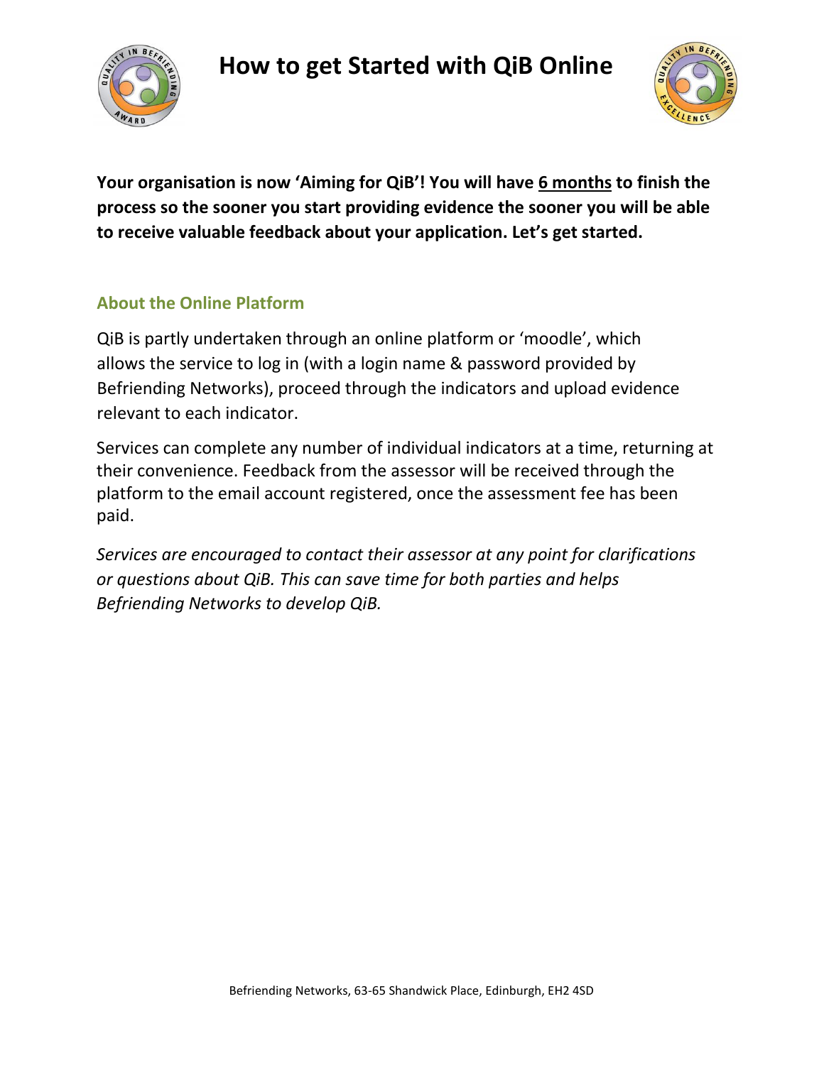# How to get Started with QiB Online

**Your organisation is now 'Aiming for QiB'! You will have 6 months to finish the process so the sooner you start providing evidence the sooner you will be able to receive valuable feedback about your application. Let's get started.**

## About the Online Platform

QiB is partly undertaken through an online platform or 'moodle', which allows the service to log in (with a login name & password provided by Befriending Networks), proceed through the indicators and upload evidence relevant to each indicator.

Services can complete any number of individual indicators at a time, returning at their convenience. Feedback from the assessor will be received through the platform to the email account registered, once the assessment fee has been paid.

*Services are encouraged to contact their assessor at any point for clarifications or questions about QiB. This can save time for both parties and helps Befriending Networks to develop QiB.*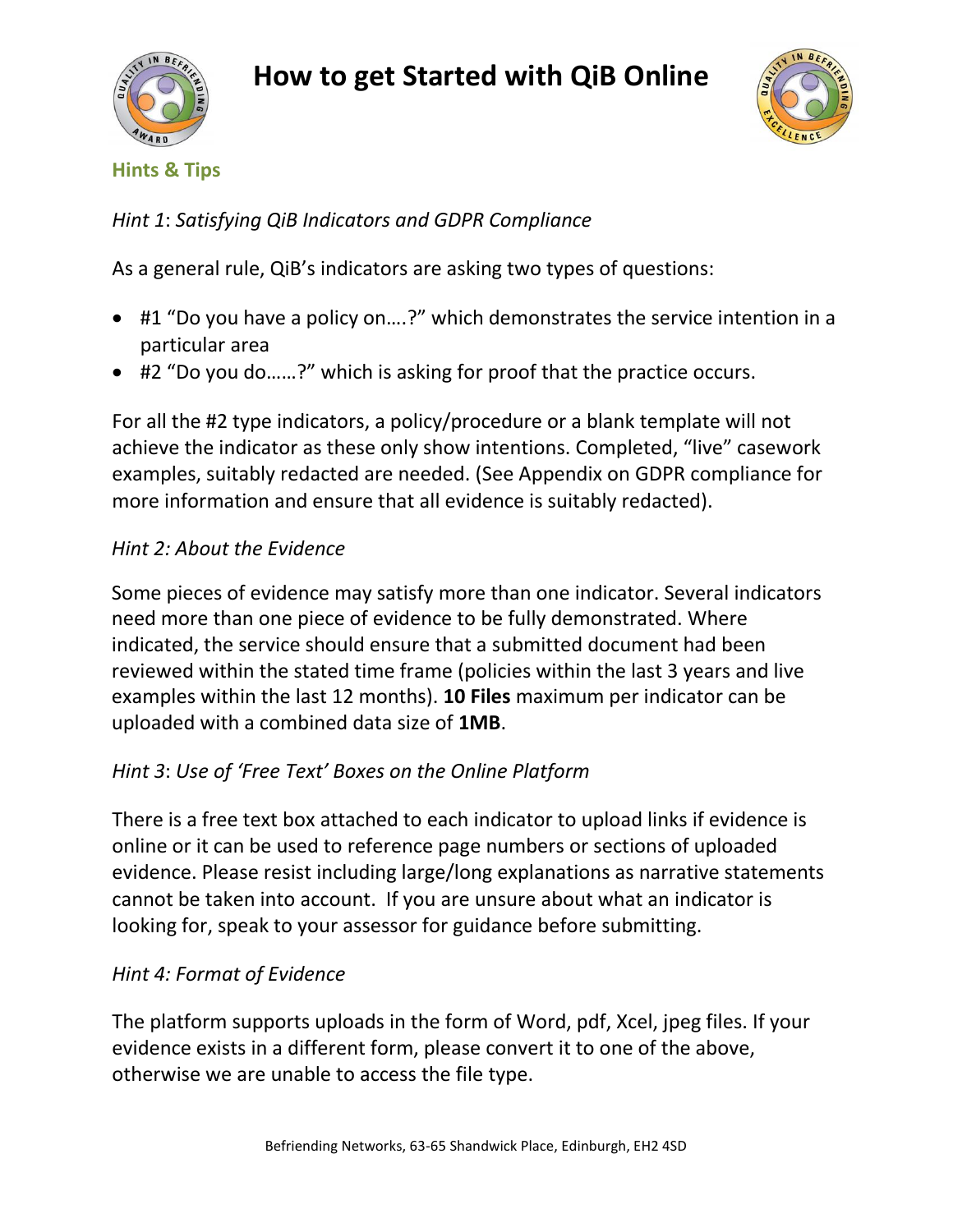# How to get Started with QiB Online

## Hints & Tips

*Hint 1*: *Satisfying QiB Indicators and GDPR Compliance*

As a general rule, QiB's indicators are asking two types of questions:

- #1 "Do you have a policy on….?" which demonstrates the service intention in a particular area
- #2 "Do you do……?" which is asking for proof that the practice occurs.

For all the #2 type indicators, a policy/procedure or a blank template will not achieve the indicator as these only show intentions. Completed, "live" casework examples, suitably redacted are needed. (See Appendix on GDPR compliance for more information and ensure that all evidence is suitably redacted).

*Hint 2: About the Evidence*

Some pieces of evidence may satisfy more than one indicator. Several indicators need more than one piece of evidence to be fully demonstrated. Where indicated, the service should ensure that a submitted document had been reviewed within the stated time frame (policies within the last 3 years and live examples within the last 12 months). **10 Files** maximum per indicator can be uploaded with a combined data size of **1MB**.

*Hint 3*: *Use of 'Free Text' Boxes on the Online Platform*

There is a free text box attached to each indicator to upload links if evidence is online or it can be used to reference page numbers or sections of uploaded evidence. Please resist including large/long explanations as narrative statements cannot be taken into account. If you are unsure about what an indicator is looking for, speak to your assessor for guidance before submitting.

*Hint 4: Format of Evidence*

The platform supports uploads in the form of Word, pdf, Xcel, jpeg files. If your evidence exists in a different form, please convert it to one of the above, otherwise we are unable to access the file type.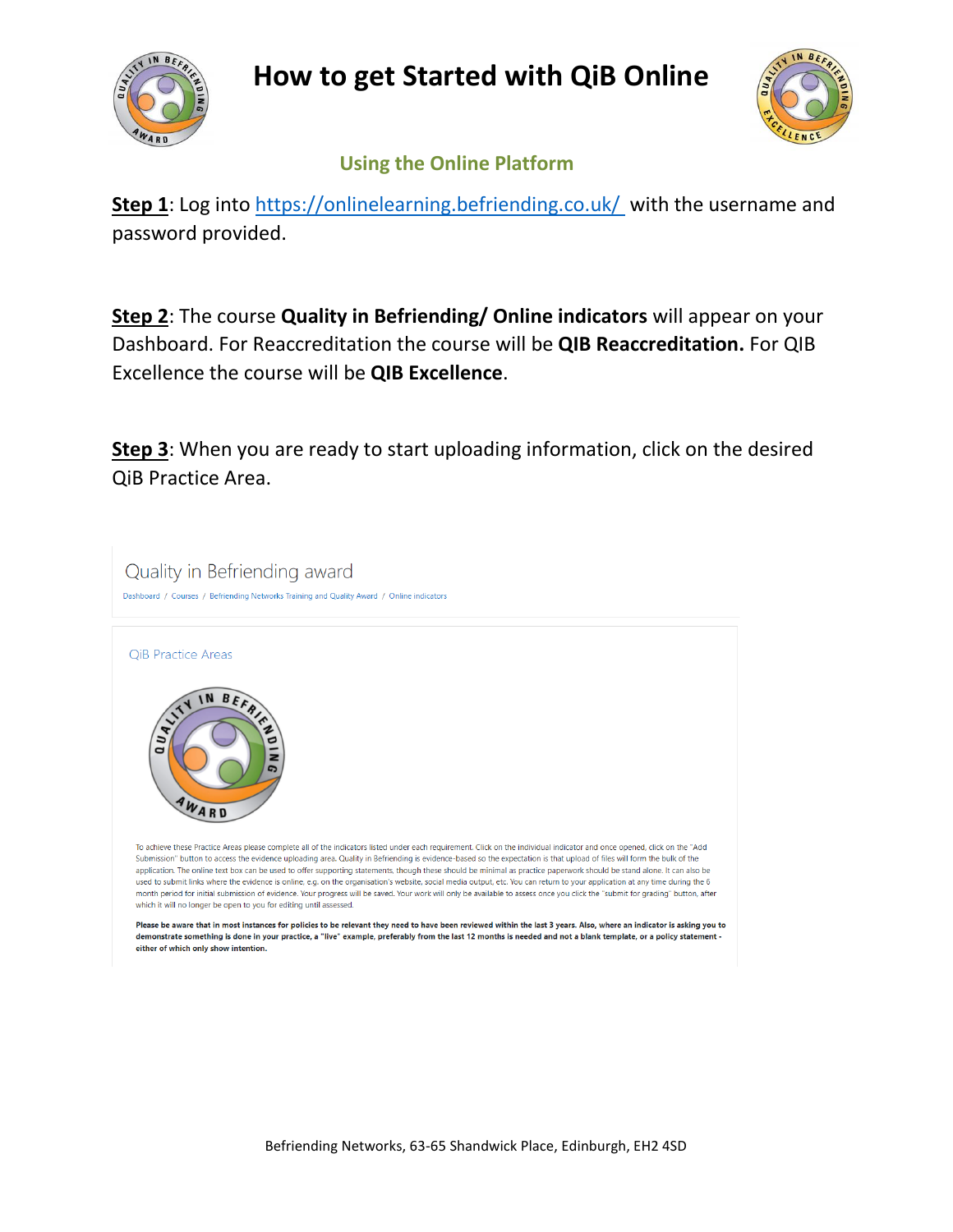# How to get Started with QiB Online

## Using the Online Platform

**Step 1**: Log into https://onlinelearning.befriending.co.uk/ with the username and password provided.

**Step 2**: The course **Quality in Befriending/ Online indicators** will appear on your Dashboard. For Reaccreditation the course will be **QIB Reaccreditation.** For QIB Excellence the course will be **QIB Excellence**.

**Step 3**: When you are ready to start uploading information, click on the desired QiB Practice Area.

Quality in Befriending award

Dashboard / Courses / Befriending Networks Training and Quality Award / Online indicators

QiB Practice Areas

To achieve these Practice Areas please complete all of the indicators listed under each requirement. Click on the individual indicator and once opened, click on the "Add Submission" button to access the evidence uploading area. Quality in Befriending is evidence-based so the expectation is that upload of files will form the bulk of the application. The online text box can be used to offer supporting statements, though these should be minimal as practice paperwork should be stand alone. It can also be used to submit links where the evidence is online, e.g. on the organisation's website, social media output, etc. You can return to your application at any time during the 6 month period for initial submission of evidence. Your progress will be saved. Your work will only be available to assess once you click the "submit for grading" button, after which it will no longer be open to you for editing until assessed.

**Please be aware that in most instances for policies to be relevant they need to have been reviewed within the last 3 years. Also, where an indicator is asking you to demonstrate something is done in your practice, a "live" example, preferably from the last 12 months is needed and not a blank template, or a policy statement - either of which only show intention.**

Befriending Networks, 63-65 Shandwick Place, Edinburgh, EH2 4SD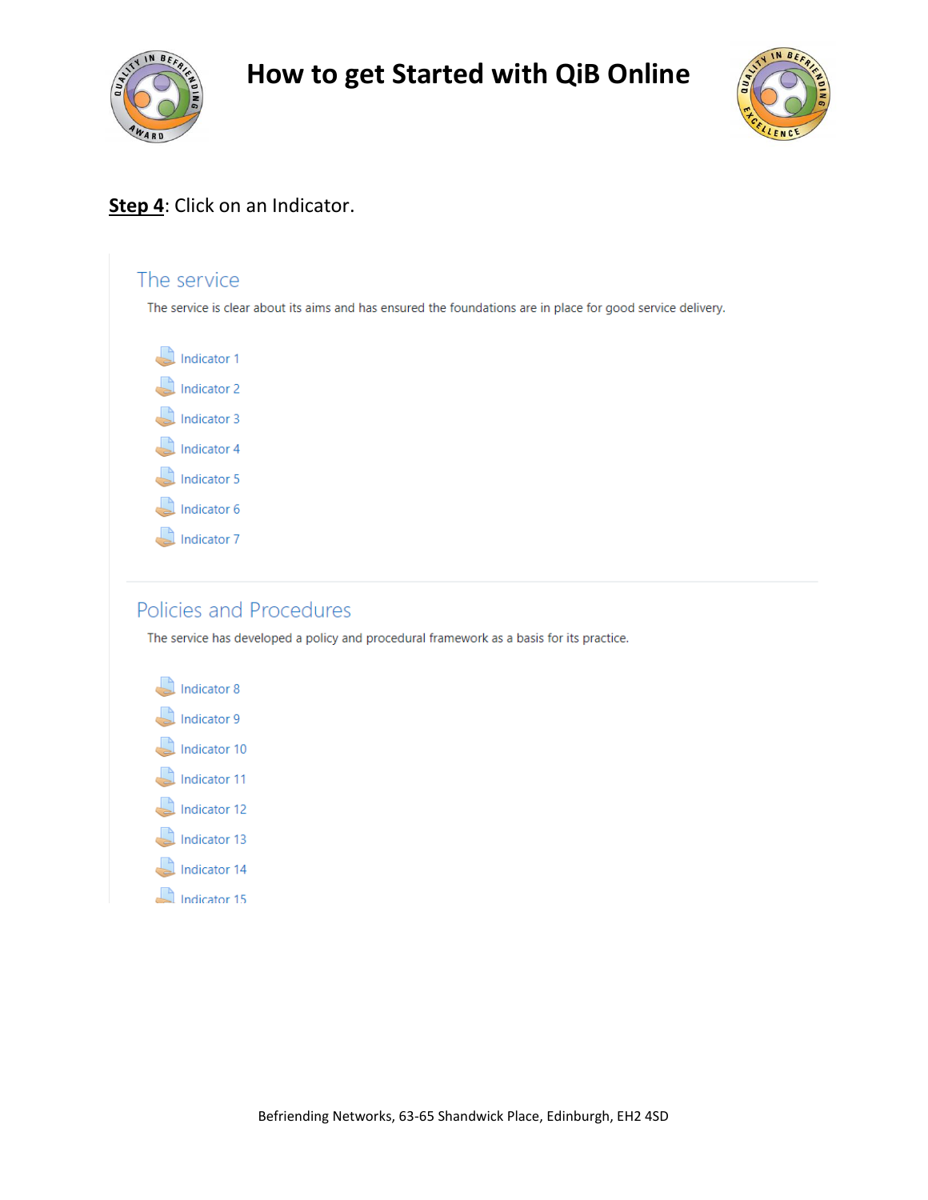**Step 4**: Click on an Indicator.

## The service

The service is clear about its aims and has ensured the foundations are in place for good service delivery.

- Indicator 1
- Indicator 2
- Indicator 3
- Indicator 4
- Indicator 5
- Indicator 6
- Indicator 7

## Policies and Procedures

The service has developed a policy and procedural framework as a basis for its practice.

- Indicator 8
- Indicator 9
- Indicator 10
- Indicator 11
- Indicator 12
- Indicator 13
- Indicator 14
- Indicator 15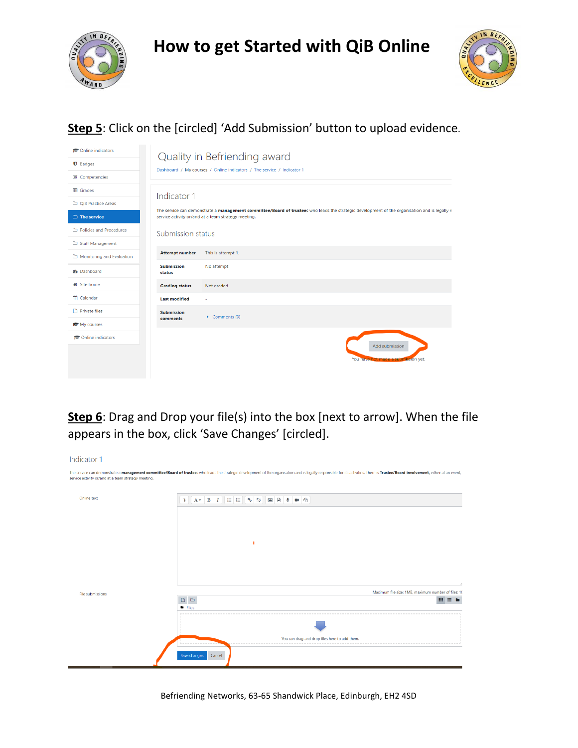**Step 5**: Click on the [circled] 'Add Submission' button to upload evidence.

Online indicators
Badges
Competencies
Grades
QiB Practice Areas
The service
Policies and Procedures
Staff Management
Monitoring and Evaluation
Dashboard
Site home
Calendar
Private files
My courses
Online indicators

Quality in Befriending award

Dashboard / My courses / Online indicators / The service / Indicator 1

Indicator 1

The service can demonstrate a **management committee/Board of trustees** who leads the strategic development of the organisation and is legally r... service activity or/and at a team strategy meeting.

Submission status

| | |
|---|---|
| **Attempt number** | This is attempt 1. |
| **Submission status** | No attempt |
| **Grading status** | Not graded |
| **Last modified** | - |
| **Submission comments** | Comments (0) |

Add submission

You have not made a submission yet.

**Step 6**: Drag and Drop your file(s) into the box [next to arrow]. When the file appears in the box, click 'Save Changes' [circled].

Indicator 1

The service can demonstrate a **management committee/Board of trustees** who leads the strategic development of the organisation and is legally responsible for its activities. There is **Trustee/Board involvement**, either at an event, service activity or/and at a team strategy meeting.

Online text

File submissions

Maximum file size: 1MB, maximum number of files: 1...

Files

You can drag and drop files here to add them.

Save changes Cancel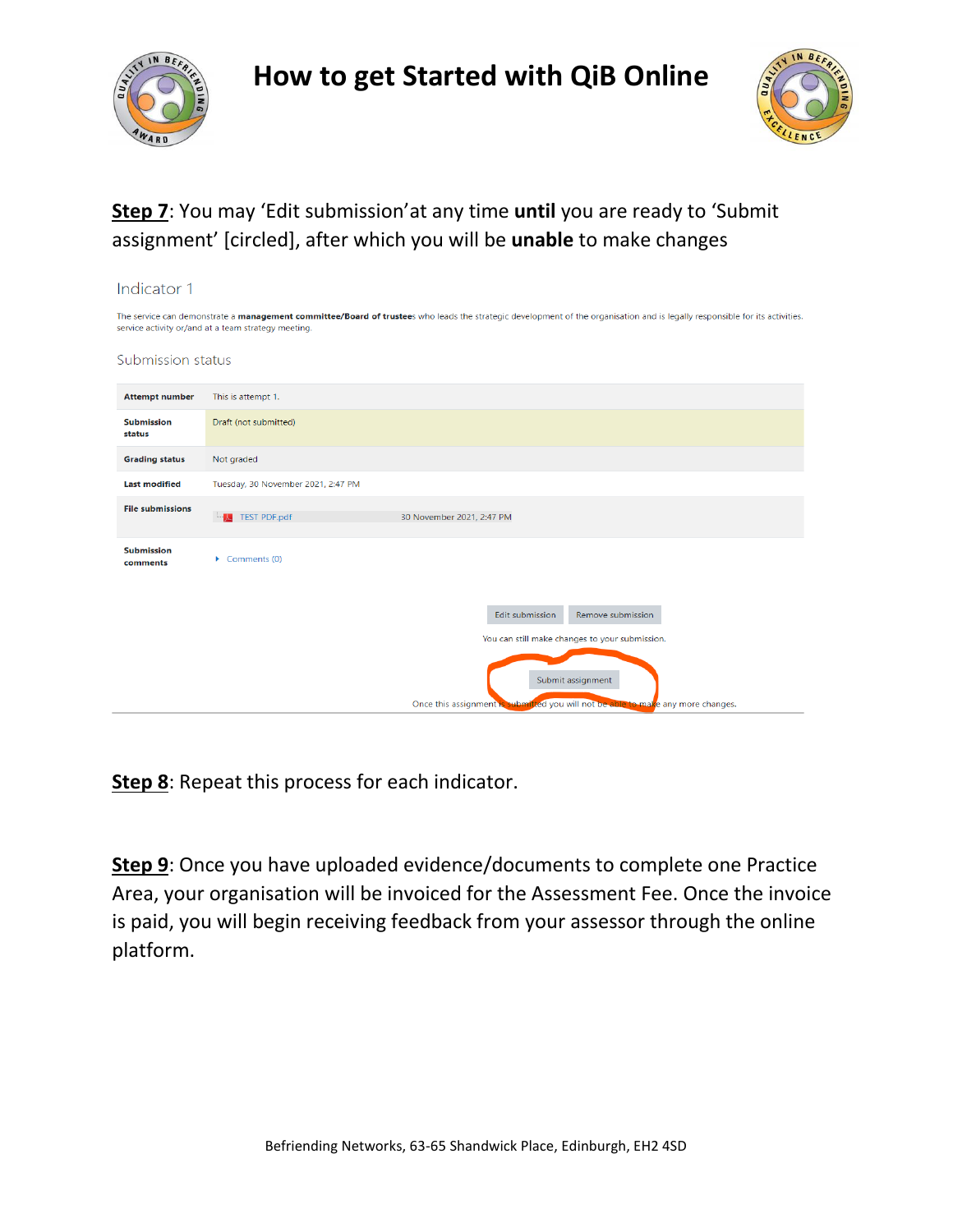# How to get Started with QiB Online

**Step 7**: You may 'Edit submission' at any time **until** you are ready to 'Submit assignment' [circled], after which you will be **unable** to make changes

Indicator 1

The service can demonstrate a **management committee/Board of trustees** who leads the strategic development of the organisation and is legally responsible for its activities. service activity or/and at a team strategy meeting.

Submission status

| | |
|---|---|
| **Attempt number** | This is attempt 1. |
| **Submission status** | Draft (not submitted) |
| **Grading status** | Not graded |
| **Last modified** | Tuesday, 30 November 2021, 2:47 PM |
| **File submissions** | TEST PDF.pdf 30 November 2021, 2:47 PM |
| **Submission comments** | Comments (0) |

Edit submission | Remove submission

You can still make changes to your submission.

Submit assignment

Once this assignment is submitted you will not be able to make any more changes.

**Step 8**: Repeat this process for each indicator.

**Step 9**: Once you have uploaded evidence/documents to complete one Practice Area, your organisation will be invoiced for the Assessment Fee. Once the invoice is paid, you will begin receiving feedback from your assessor through the online platform.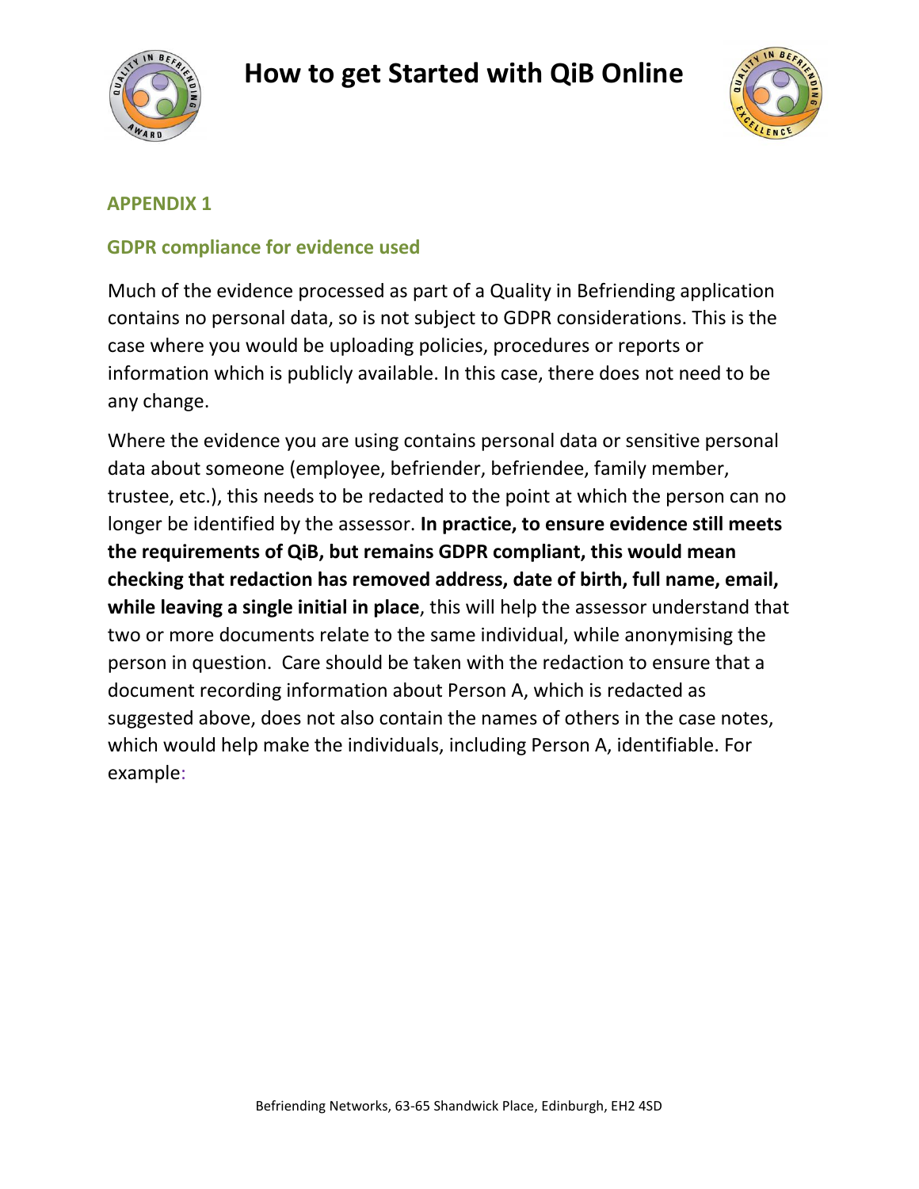## APPENDIX 1

### GDPR compliance for evidence used

Much of the evidence processed as part of a Quality in Befriending application contains no personal data, so is not subject to GDPR considerations. This is the case where you would be uploading policies, procedures or reports or information which is publicly available. In this case, there does not need to be any change.

Where the evidence you are using contains personal data or sensitive personal data about someone (employee, befriender, befriendee, family member, trustee, etc.), this needs to be redacted to the point at which the person can no longer be identified by the assessor. **In practice, to ensure evidence still meets the requirements of QiB, but remains GDPR compliant, this would mean checking that redaction has removed address, date of birth, full name, email, while leaving a single initial in place**, this will help the assessor understand that two or more documents relate to the same individual, while anonymising the person in question. Care should be taken with the redaction to ensure that a document recording information about Person A, which is redacted as suggested above, does not also contain the names of others in the case notes, which would help make the individuals, including Person A, identifiable. For example: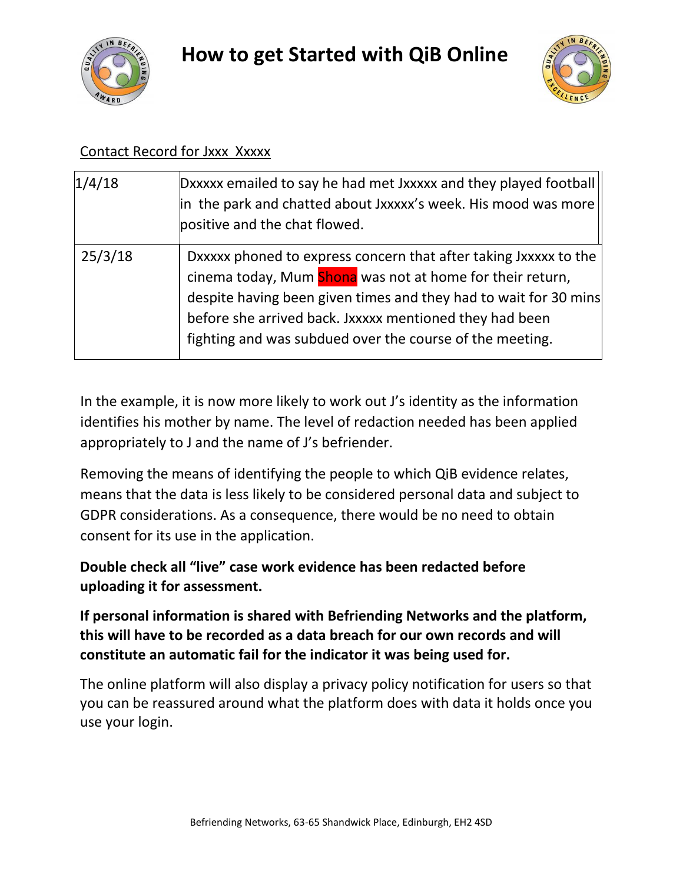# How to get Started with QiB Online

<u>Contact Record for Jxxx Xxxxx</u>

| | |
|---|---|
| 1/4/18 | Dxxxxx emailed to say he had met Jxxxxx and they played football in the park and chatted about Jxxxxx's week. His mood was more positive and the chat flowed. |
| 25/3/18 | Dxxxxx phoned to express concern that after taking Jxxxxx to the cinema today, Mum Shona was not at home for their return, despite having been given times and they had to wait for 30 mins before she arrived back. Jxxxxx mentioned they had been fighting and was subdued over the course of the meeting. |

In the example, it is now more likely to work out J's identity as the information identifies his mother by name. The level of redaction needed has been applied appropriately to J and the name of J's befriender.

Removing the means of identifying the people to which QiB evidence relates, means that the data is less likely to be considered personal data and subject to GDPR considerations. As a consequence, there would be no need to obtain consent for its use in the application.

**Double check all "live" case work evidence has been redacted before uploading it for assessment.**

**If personal information is shared with Befriending Networks and the platform, this will have to be recorded as a data breach for our own records and will constitute an automatic fail for the indicator it was being used for.**

The online platform will also display a privacy policy notification for users so that you can be reassured around what the platform does with data it holds once you use your login.